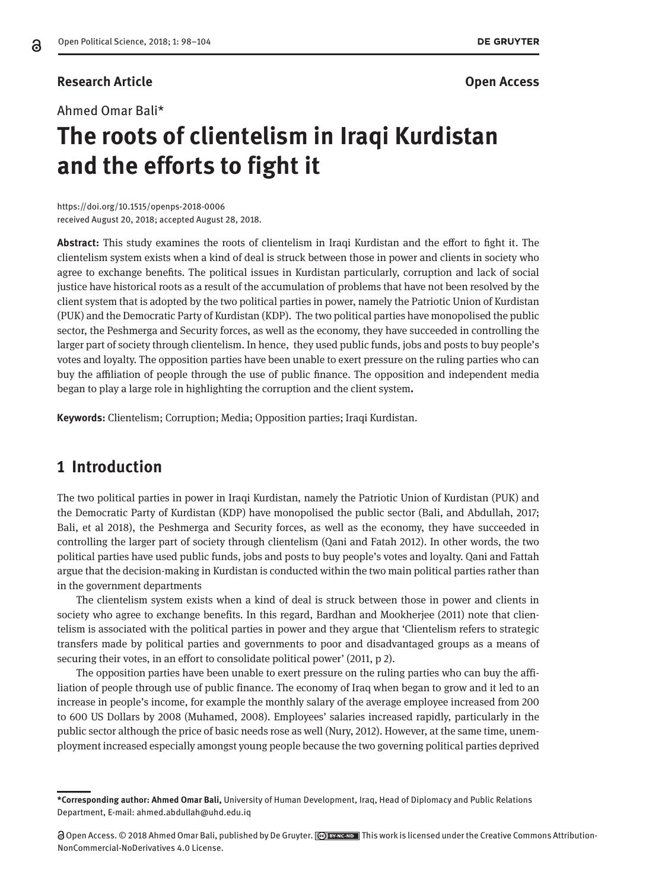**Research Article** **Open Access**

Ahmed Omar Bali*

# The roots of clientelism in Iraqi Kurdistan and the efforts to fight it

https://doi.org/10.1515/openps-2018-0006
received August 20, 2018; accepted August 28, 2018.

**Abstract:** This study examines the roots of clientelism in Iraqi Kurdistan and the effort to fight it. The clientelism system exists when a kind of deal is struck between those in power and clients in society who agree to exchange benefits. The political issues in Kurdistan particularly, corruption and lack of social justice have historical roots as a result of the accumulation of problems that have not been resolved by the client system that is adopted by the two political parties in power, namely the Patriotic Union of Kurdistan (PUK) and the Democratic Party of Kurdistan (KDP). The two political parties have monopolised the public sector, the Peshmerga and Security forces, as well as the economy, they have succeeded in controlling the larger part of society through clientelism. In hence, they used public funds, jobs and posts to buy people's votes and loyalty. The opposition parties have been unable to exert pressure on the ruling parties who can buy the affiliation of people through the use of public finance. The opposition and independent media began to play a large role in highlighting the corruption and the client system**.**

**Keywords:** Clientelism; Corruption; Media; Opposition parties; Iraqi Kurdistan.

## 1 Introduction

The two political parties in power in Iraqi Kurdistan, namely the Patriotic Union of Kurdistan (PUK) and the Democratic Party of Kurdistan (KDP) have monopolised the public sector (Bali, and Abdullah, 2017; Bali, et al 2018), the Peshmerga and Security forces, as well as the economy, they have succeeded in controlling the larger part of society through clientelism (Qani and Fatah 2012). In other words, the two political parties have used public funds, jobs and posts to buy people's votes and loyalty. Qani and Fattah argue that the decision-making in Kurdistan is conducted within the two main political parties rather than in the government departments

The clientelism system exists when a kind of deal is struck between those in power and clients in society who agree to exchange benefits. In this regard, Bardhan and Mookherjee (2011) note that clientelism is associated with the political parties in power and they argue that 'Clientelism refers to strategic transfers made by political parties and governments to poor and disadvantaged groups as a means of securing their votes, in an effort to consolidate political power' (2011, p 2).

The opposition parties have been unable to exert pressure on the ruling parties who can buy the affiliation of people through use of public finance. The economy of Iraq when began to grow and it led to an increase in people's income, for example the monthly salary of the average employee increased from 200 to 600 US Dollars by 2008 (Muhamed, 2008). Employees' salaries increased rapidly, particularly in the public sector although the price of basic needs rose as well (Nury, 2012). However, at the same time, unemployment increased especially amongst young people because the two governing political parties deprived

---

***Corresponding author: Ahmed Omar Bali,** University of Human Development, Iraq, Head of Diplomacy and Public Relations Department, E-mail: ahmed.abdullah@uhd.edu.iq

Open Access. © 2018 Ahmed Omar Bali, published by De Gruyter. This work is licensed under the Creative Commons Attribution-NonCommercial-NoDerivatives 4.0 License.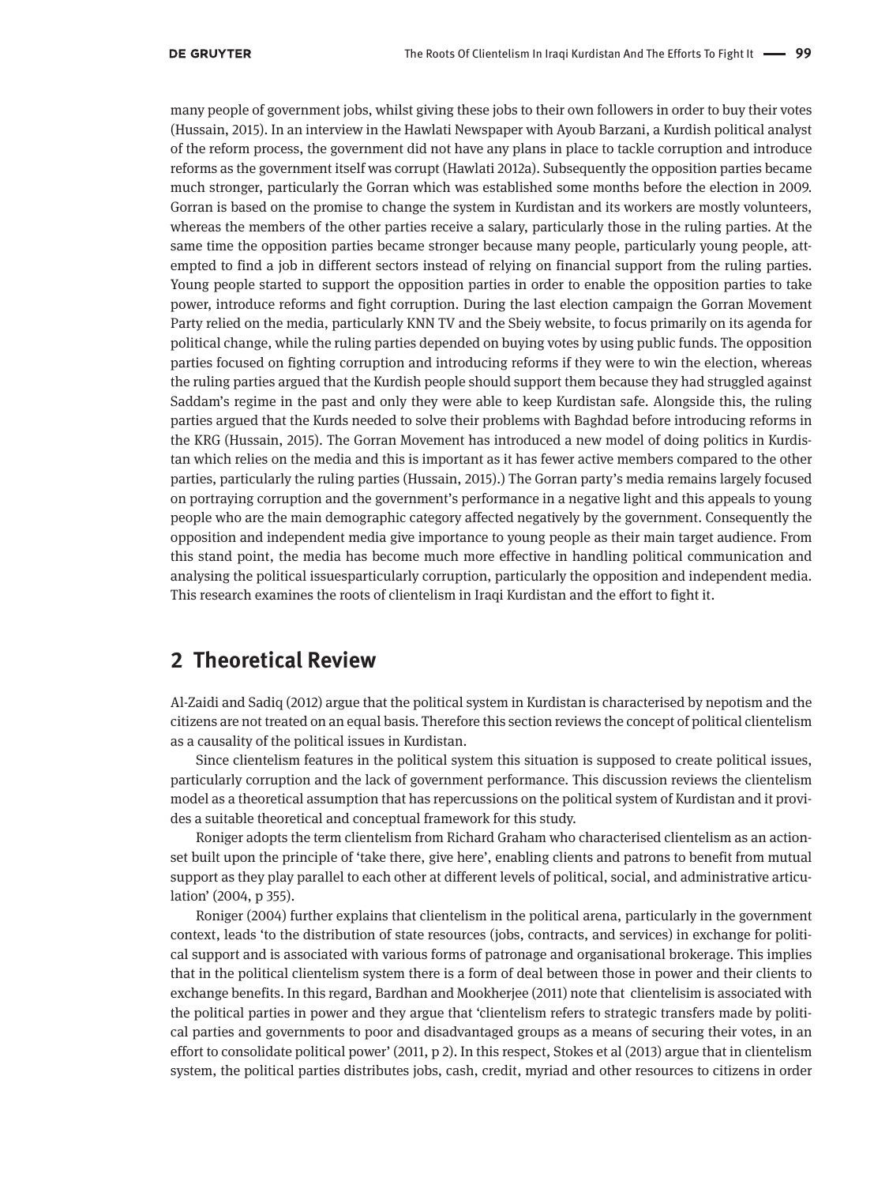many people of government jobs, whilst giving these jobs to their own followers in order to buy their votes (Hussain, 2015). In an interview in the Hawlati Newspaper with Ayoub Barzani, a Kurdish political analyst of the reform process, the government did not have any plans in place to tackle corruption and introduce reforms as the government itself was corrupt (Hawlati 2012a). Subsequently the opposition parties became much stronger, particularly the Gorran which was established some months before the election in 2009. Gorran is based on the promise to change the system in Kurdistan and its workers are mostly volunteers, whereas the members of the other parties receive a salary, particularly those in the ruling parties. At the same time the opposition parties became stronger because many people, particularly young people, attempted to find a job in different sectors instead of relying on financial support from the ruling parties. Young people started to support the opposition parties in order to enable the opposition parties to take power, introduce reforms and fight corruption. During the last election campaign the Gorran Movement Party relied on the media, particularly KNN TV and the Sbeiy website, to focus primarily on its agenda for political change, while the ruling parties depended on buying votes by using public funds. The opposition parties focused on fighting corruption and introducing reforms if they were to win the election, whereas the ruling parties argued that the Kurdish people should support them because they had struggled against Saddam's regime in the past and only they were able to keep Kurdistan safe. Alongside this, the ruling parties argued that the Kurds needed to solve their problems with Baghdad before introducing reforms in the KRG (Hussain, 2015). The Gorran Movement has introduced a new model of doing politics in Kurdistan which relies on the media and this is important as it has fewer active members compared to the other parties, particularly the ruling parties (Hussain, 2015).) The Gorran party's media remains largely focused on portraying corruption and the government's performance in a negative light and this appeals to young people who are the main demographic category affected negatively by the government. Consequently the opposition and independent media give importance to young people as their main target audience. From this stand point, the media has become much more effective in handling political communication and analysing the political issuesparticularly corruption, particularly the opposition and independent media. This research examines the roots of clientelism in Iraqi Kurdistan and the effort to fight it.

## 2 Theoretical Review

Al-Zaidi and Sadiq (2012) argue that the political system in Kurdistan is characterised by nepotism and the citizens are not treated on an equal basis. Therefore this section reviews the concept of political clientelism as a causality of the political issues in Kurdistan.

Since clientelism features in the political system this situation is supposed to create political issues, particularly corruption and the lack of government performance. This discussion reviews the clientelism model as a theoretical assumption that has repercussions on the political system of Kurdistan and it provides a suitable theoretical and conceptual framework for this study.

Roniger adopts the term clientelism from Richard Graham who characterised clientelism as an action-set built upon the principle of 'take there, give here', enabling clients and patrons to benefit from mutual support as they play parallel to each other at different levels of political, social, and administrative articulation' (2004, p 355).

Roniger (2004) further explains that clientelism in the political arena, particularly in the government context, leads 'to the distribution of state resources (jobs, contracts, and services) in exchange for political support and is associated with various forms of patronage and organisational brokerage. This implies that in the political clientelism system there is a form of deal between those in power and their clients to exchange benefits. In this regard, Bardhan and Mookherjee (2011) note that clientelisim is associated with the political parties in power and they argue that 'clientelism refers to strategic transfers made by political parties and governments to poor and disadvantaged groups as a means of securing their votes, in an effort to consolidate political power' (2011, p 2). In this respect, Stokes et al (2013) argue that in clientelism system, the political parties distributes jobs, cash, credit, myriad and other resources to citizens in order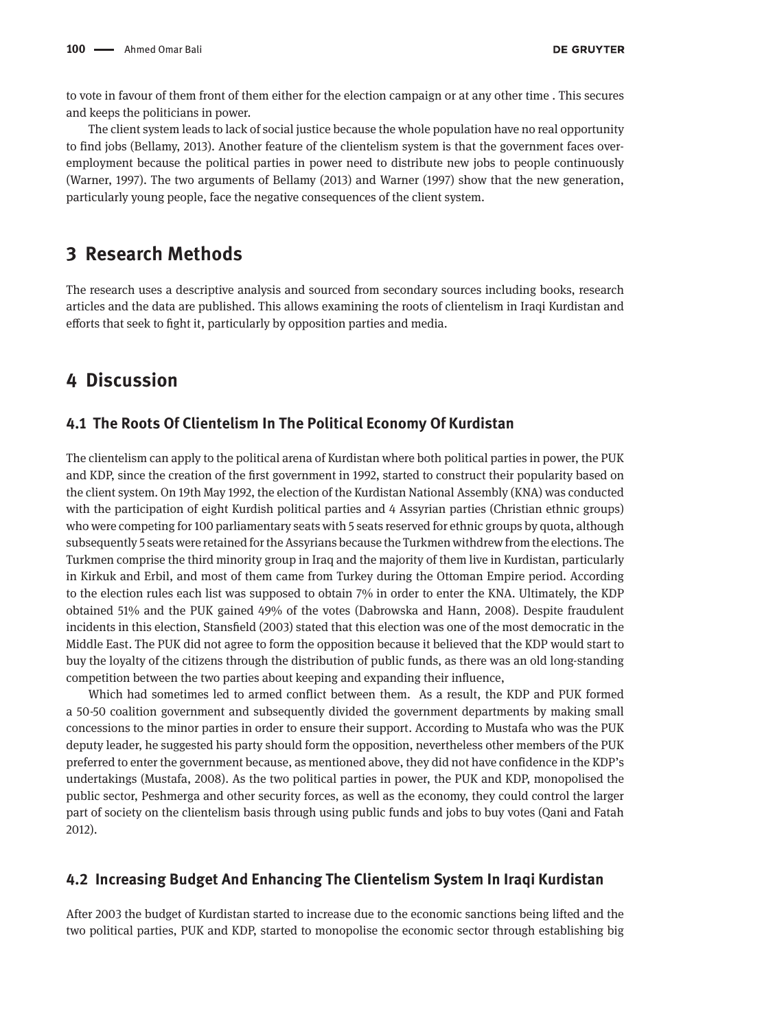to vote in favour of them front of them either for the election campaign or at any other time . This secures and keeps the politicians in power.

The client system leads to lack of social justice because the whole population have no real opportunity to find jobs (Bellamy, 2013). Another feature of the clientelism system is that the government faces over-employment because the political parties in power need to distribute new jobs to people continuously (Warner, 1997). The two arguments of Bellamy (2013) and Warner (1997) show that the new generation, particularly young people, face the negative consequences of the client system.

## 3 Research Methods

The research uses a descriptive analysis and sourced from secondary sources including books, research articles and the data are published. This allows examining the roots of clientelism in Iraqi Kurdistan and efforts that seek to fight it, particularly by opposition parties and media.

## 4 Discussion

### 4.1 The Roots Of Clientelism In The Political Economy Of Kurdistan

The clientelism can apply to the political arena of Kurdistan where both political parties in power, the PUK and KDP, since the creation of the first government in 1992, started to construct their popularity based on the client system. On 19th May 1992, the election of the Kurdistan National Assembly (KNA) was conducted with the participation of eight Kurdish political parties and 4 Assyrian parties (Christian ethnic groups) who were competing for 100 parliamentary seats with 5 seats reserved for ethnic groups by quota, although subsequently 5 seats were retained for the Assyrians because the Turkmen withdrew from the elections. The Turkmen comprise the third minority group in Iraq and the majority of them live in Kurdistan, particularly in Kirkuk and Erbil, and most of them came from Turkey during the Ottoman Empire period. According to the election rules each list was supposed to obtain 7% in order to enter the KNA. Ultimately, the KDP obtained 51% and the PUK gained 49% of the votes (Dabrowska and Hann, 2008). Despite fraudulent incidents in this election, Stansfield (2003) stated that this election was one of the most democratic in the Middle East. The PUK did not agree to form the opposition because it believed that the KDP would start to buy the loyalty of the citizens through the distribution of public funds, as there was an old long-standing competition between the two parties about keeping and expanding their influence,

Which had sometimes led to armed conflict between them. As a result, the KDP and PUK formed a 50-50 coalition government and subsequently divided the government departments by making small concessions to the minor parties in order to ensure their support. According to Mustafa who was the PUK deputy leader, he suggested his party should form the opposition, nevertheless other members of the PUK preferred to enter the government because, as mentioned above, they did not have confidence in the KDP's undertakings (Mustafa, 2008). As the two political parties in power, the PUK and KDP, monopolised the public sector, Peshmerga and other security forces, as well as the economy, they could control the larger part of society on the clientelism basis through using public funds and jobs to buy votes (Qani and Fatah 2012).

### 4.2 Increasing Budget And Enhancing The Clientelism System In Iraqi Kurdistan

After 2003 the budget of Kurdistan started to increase due to the economic sanctions being lifted and the two political parties, PUK and KDP, started to monopolise the economic sector through establishing big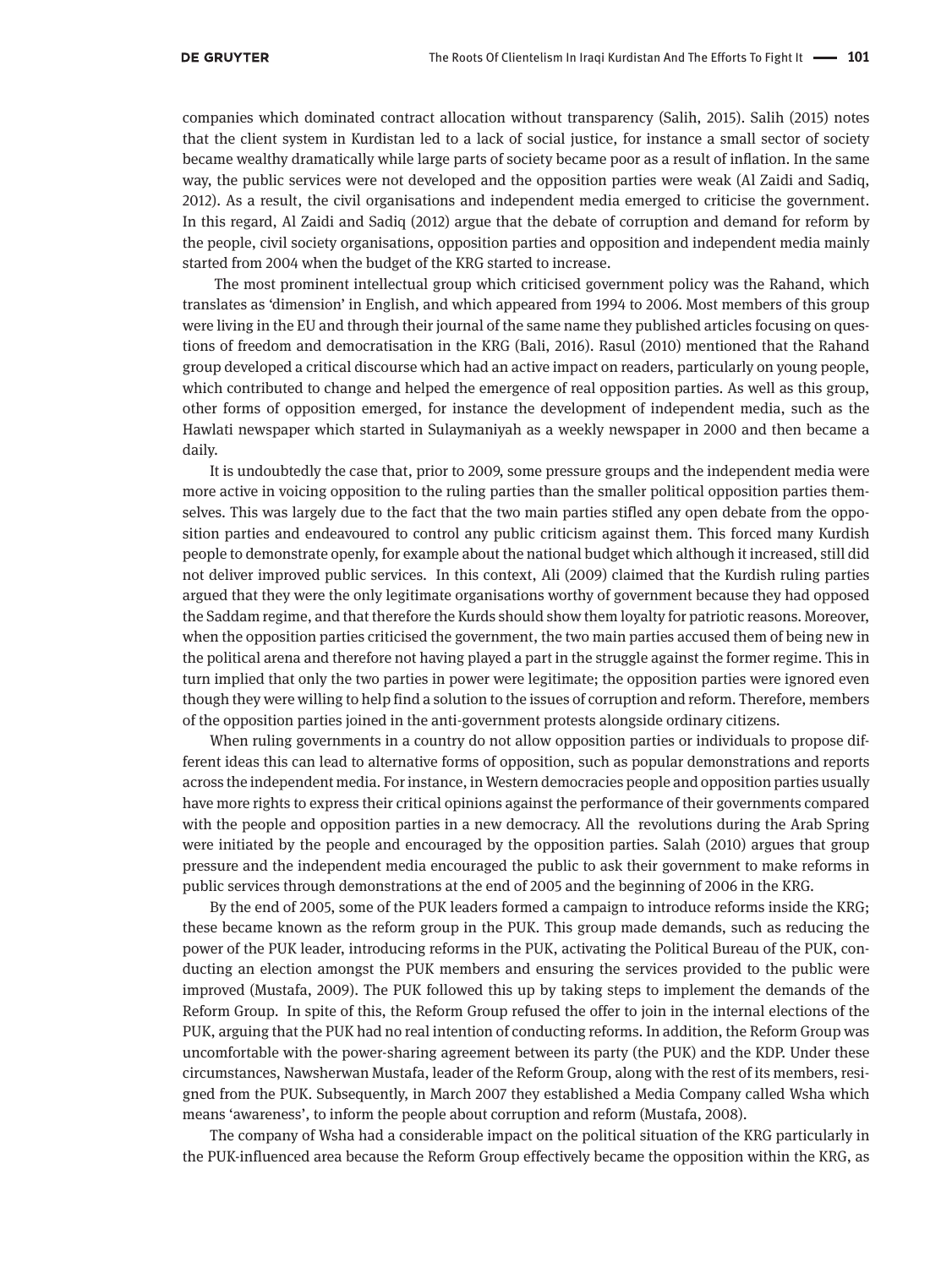companies which dominated contract allocation without transparency (Salih, 2015). Salih (2015) notes that the client system in Kurdistan led to a lack of social justice, for instance a small sector of society became wealthy dramatically while large parts of society became poor as a result of inflation. In the same way, the public services were not developed and the opposition parties were weak (Al Zaidi and Sadiq, 2012). As a result, the civil organisations and independent media emerged to criticise the government. In this regard, Al Zaidi and Sadiq (2012) argue that the debate of corruption and demand for reform by the people, civil society organisations, opposition parties and opposition and independent media mainly started from 2004 when the budget of the KRG started to increase.

The most prominent intellectual group which criticised government policy was the Rahand, which translates as 'dimension' in English, and which appeared from 1994 to 2006. Most members of this group were living in the EU and through their journal of the same name they published articles focusing on questions of freedom and democratisation in the KRG (Bali, 2016). Rasul (2010) mentioned that the Rahand group developed a critical discourse which had an active impact on readers, particularly on young people, which contributed to change and helped the emergence of real opposition parties. As well as this group, other forms of opposition emerged, for instance the development of independent media, such as the Hawlati newspaper which started in Sulaymaniyah as a weekly newspaper in 2000 and then became a daily.

It is undoubtedly the case that, prior to 2009, some pressure groups and the independent media were more active in voicing opposition to the ruling parties than the smaller political opposition parties themselves. This was largely due to the fact that the two main parties stifled any open debate from the opposition parties and endeavoured to control any public criticism against them. This forced many Kurdish people to demonstrate openly, for example about the national budget which although it increased, still did not deliver improved public services. In this context, Ali (2009) claimed that the Kurdish ruling parties argued that they were the only legitimate organisations worthy of government because they had opposed the Saddam regime, and that therefore the Kurds should show them loyalty for patriotic reasons. Moreover, when the opposition parties criticised the government, the two main parties accused them of being new in the political arena and therefore not having played a part in the struggle against the former regime. This in turn implied that only the two parties in power were legitimate; the opposition parties were ignored even though they were willing to help find a solution to the issues of corruption and reform. Therefore, members of the opposition parties joined in the anti-government protests alongside ordinary citizens.

When ruling governments in a country do not allow opposition parties or individuals to propose different ideas this can lead to alternative forms of opposition, such as popular demonstrations and reports across the independent media. For instance, in Western democracies people and opposition parties usually have more rights to express their critical opinions against the performance of their governments compared with the people and opposition parties in a new democracy. All the revolutions during the Arab Spring were initiated by the people and encouraged by the opposition parties. Salah (2010) argues that group pressure and the independent media encouraged the public to ask their government to make reforms in public services through demonstrations at the end of 2005 and the beginning of 2006 in the KRG.

By the end of 2005, some of the PUK leaders formed a campaign to introduce reforms inside the KRG; these became known as the reform group in the PUK. This group made demands, such as reducing the power of the PUK leader, introducing reforms in the PUK, activating the Political Bureau of the PUK, conducting an election amongst the PUK members and ensuring the services provided to the public were improved (Mustafa, 2009). The PUK followed this up by taking steps to implement the demands of the Reform Group. In spite of this, the Reform Group refused the offer to join in the internal elections of the PUK, arguing that the PUK had no real intention of conducting reforms. In addition, the Reform Group was uncomfortable with the power-sharing agreement between its party (the PUK) and the KDP. Under these circumstances, Nawsherwan Mustafa, leader of the Reform Group, along with the rest of its members, resigned from the PUK. Subsequently, in March 2007 they established a Media Company called Wsha which means 'awareness', to inform the people about corruption and reform (Mustafa, 2008).

The company of Wsha had a considerable impact on the political situation of the KRG particularly in the PUK-influenced area because the Reform Group effectively became the opposition within the KRG, as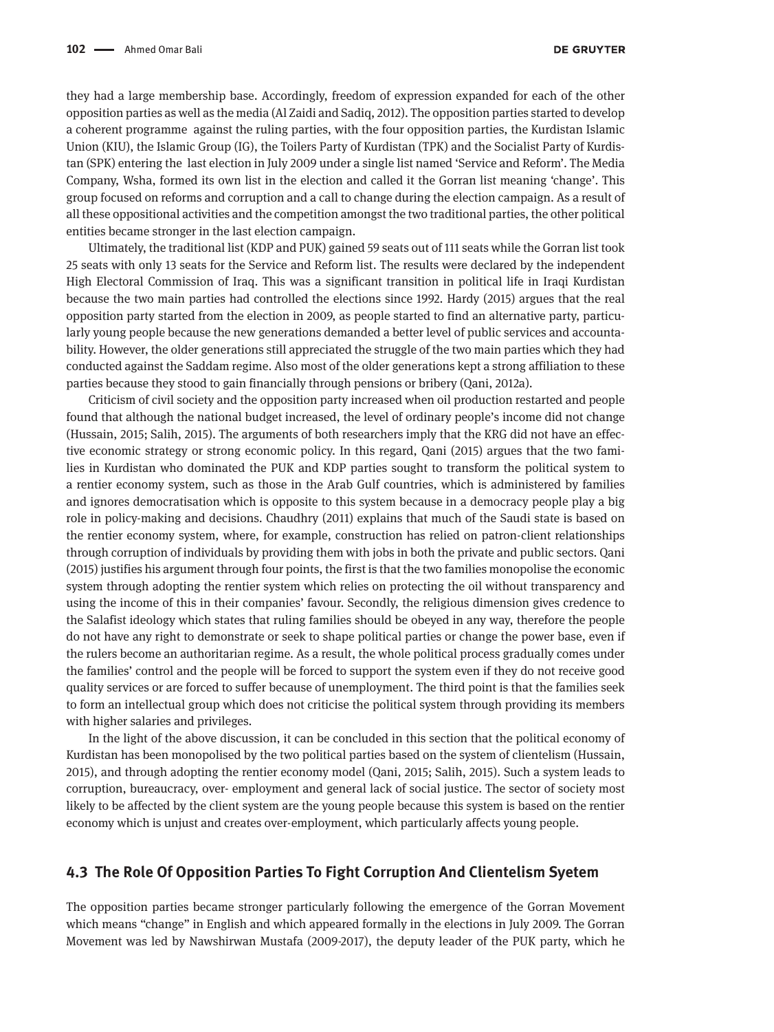they had a large membership base. Accordingly, freedom of expression expanded for each of the other opposition parties as well as the media (Al Zaidi and Sadiq, 2012). The opposition parties started to develop a coherent programme against the ruling parties, with the four opposition parties, the Kurdistan Islamic Union (KIU), the Islamic Group (IG), the Toilers Party of Kurdistan (TPK) and the Socialist Party of Kurdistan (SPK) entering the last election in July 2009 under a single list named 'Service and Reform'. The Media Company, Wsha, formed its own list in the election and called it the Gorran list meaning 'change'. This group focused on reforms and corruption and a call to change during the election campaign. As a result of all these oppositional activities and the competition amongst the two traditional parties, the other political entities became stronger in the last election campaign.

Ultimately, the traditional list (KDP and PUK) gained 59 seats out of 111 seats while the Gorran list took 25 seats with only 13 seats for the Service and Reform list. The results were declared by the independent High Electoral Commission of Iraq. This was a significant transition in political life in Iraqi Kurdistan because the two main parties had controlled the elections since 1992. Hardy (2015) argues that the real opposition party started from the election in 2009, as people started to find an alternative party, particularly young people because the new generations demanded a better level of public services and accountability. However, the older generations still appreciated the struggle of the two main parties which they had conducted against the Saddam regime. Also most of the older generations kept a strong affiliation to these parties because they stood to gain financially through pensions or bribery (Qani, 2012a).

Criticism of civil society and the opposition party increased when oil production restarted and people found that although the national budget increased, the level of ordinary people's income did not change (Hussain, 2015; Salih, 2015). The arguments of both researchers imply that the KRG did not have an effective economic strategy or strong economic policy. In this regard, Qani (2015) argues that the two families in Kurdistan who dominated the PUK and KDP parties sought to transform the political system to a rentier economy system, such as those in the Arab Gulf countries, which is administered by families and ignores democratisation which is opposite to this system because in a democracy people play a big role in policy-making and decisions. Chaudhry (2011) explains that much of the Saudi state is based on the rentier economy system, where, for example, construction has relied on patron-client relationships through corruption of individuals by providing them with jobs in both the private and public sectors. Qani (2015) justifies his argument through four points, the first is that the two families monopolise the economic system through adopting the rentier system which relies on protecting the oil without transparency and using the income of this in their companies' favour. Secondly, the religious dimension gives credence to the Salafist ideology which states that ruling families should be obeyed in any way, therefore the people do not have any right to demonstrate or seek to shape political parties or change the power base, even if the rulers become an authoritarian regime. As a result, the whole political process gradually comes under the families' control and the people will be forced to support the system even if they do not receive good quality services or are forced to suffer because of unemployment. The third point is that the families seek to form an intellectual group which does not criticise the political system through providing its members with higher salaries and privileges.

In the light of the above discussion, it can be concluded in this section that the political economy of Kurdistan has been monopolised by the two political parties based on the system of clientelism (Hussain, 2015), and through adopting the rentier economy model (Qani, 2015; Salih, 2015). Such a system leads to corruption, bureaucracy, over- employment and general lack of social justice. The sector of society most likely to be affected by the client system are the young people because this system is based on the rentier economy which is unjust and creates over-employment, which particularly affects young people.

## 4.3 The Role Of Opposition Parties To Fight Corruption And Clientelism Syetem

The opposition parties became stronger particularly following the emergence of the Gorran Movement which means "change" in English and which appeared formally in the elections in July 2009. The Gorran Movement was led by Nawshirwan Mustafa (2009-2017), the deputy leader of the PUK party, which he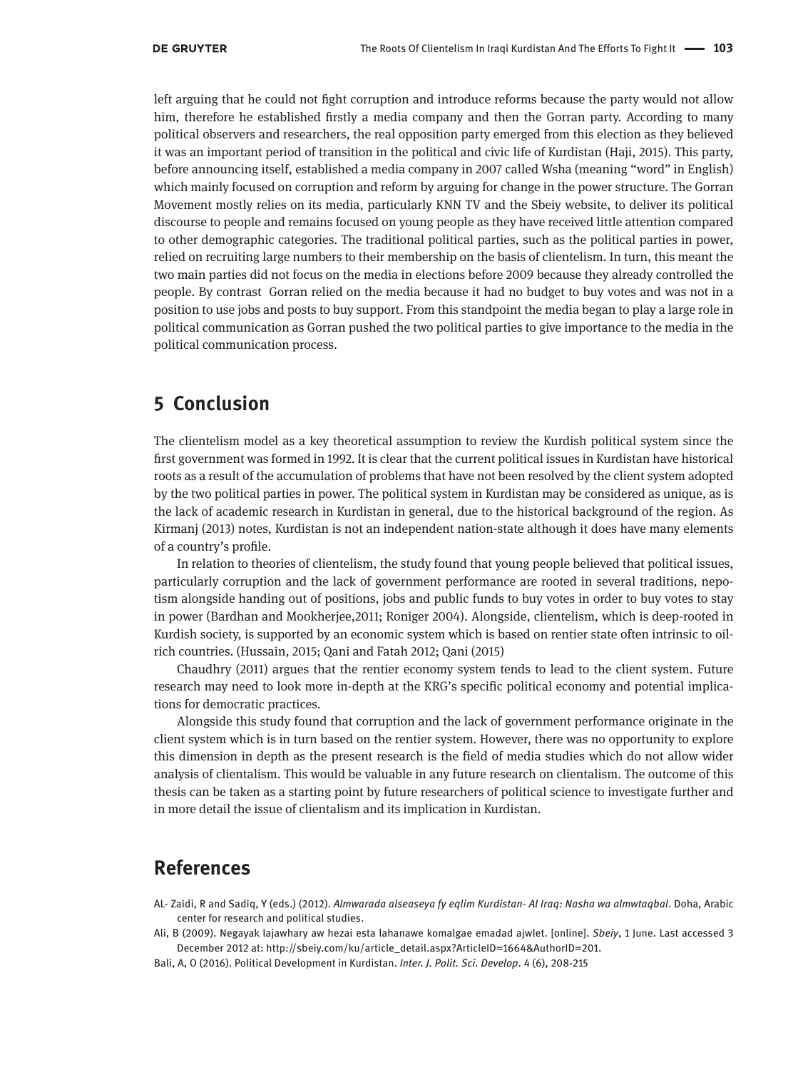left arguing that he could not fight corruption and introduce reforms because the party would not allow him, therefore he established firstly a media company and then the Gorran party. According to many political observers and researchers, the real opposition party emerged from this election as they believed it was an important period of transition in the political and civic life of Kurdistan (Haji, 2015). This party, before announcing itself, established a media company in 2007 called Wsha (meaning "word" in English) which mainly focused on corruption and reform by arguing for change in the power structure. The Gorran Movement mostly relies on its media, particularly KNN TV and the Sbeiy website, to deliver its political discourse to people and remains focused on young people as they have received little attention compared to other demographic categories. The traditional political parties, such as the political parties in power, relied on recruiting large numbers to their membership on the basis of clientelism. In turn, this meant the two main parties did not focus on the media in elections before 2009 because they already controlled the people. By contrast Gorran relied on the media because it had no budget to buy votes and was not in a position to use jobs and posts to buy support. From this standpoint the media began to play a large role in political communication as Gorran pushed the two political parties to give importance to the media in the political communication process.

## 5 Conclusion

The clientelism model as a key theoretical assumption to review the Kurdish political system since the first government was formed in 1992. It is clear that the current political issues in Kurdistan have historical roots as a result of the accumulation of problems that have not been resolved by the client system adopted by the two political parties in power. The political system in Kurdistan may be considered as unique, as is the lack of academic research in Kurdistan in general, due to the historical background of the region. As Kirmanj (2013) notes, Kurdistan is not an independent nation-state although it does have many elements of a country's profile.

In relation to theories of clientelism, the study found that young people believed that political issues, particularly corruption and the lack of government performance are rooted in several traditions, nepotism alongside handing out of positions, jobs and public funds to buy votes in order to buy votes to stay in power (Bardhan and Mookherjee,2011; Roniger 2004). Alongside, clientelism, which is deep-rooted in Kurdish society, is supported by an economic system which is based on rentier state often intrinsic to oil-rich countries. (Hussain, 2015; Qani and Fatah 2012; Qani (2015)

Chaudhry (2011) argues that the rentier economy system tends to lead to the client system. Future research may need to look more in-depth at the KRG's specific political economy and potential implications for democratic practices.

Alongside this study found that corruption and the lack of government performance originate in the client system which is in turn based on the rentier system. However, there was no opportunity to explore this dimension in depth as the present research is the field of media studies which do not allow wider analysis of clientalism. This would be valuable in any future research on clientalism. The outcome of this thesis can be taken as a starting point by future researchers of political science to investigate further and in more detail the issue of clientalism and its implication in Kurdistan.

## References

AL- Zaidi, R and Sadiq, Y (eds.) (2012). *Almwarada alseaseya fy eqlim Kurdistan- Al Iraq: Nasha wa almwtaqbal*. Doha, Arabic center for research and political studies.

Ali, B (2009). Negayak lajawhary aw hezai esta lahanawe komalgae emadad ajwlet. [online]. *Sbeiy*, 1 June. Last accessed 3 December 2012 at: http://sbeiy.com/ku/article_detail.aspx?ArticleID=1664&AuthorID=201.

Bali, A, O (2016). Political Development in Kurdistan. *Inter. J. Polit. Sci. Develop*. 4 (6), 208-215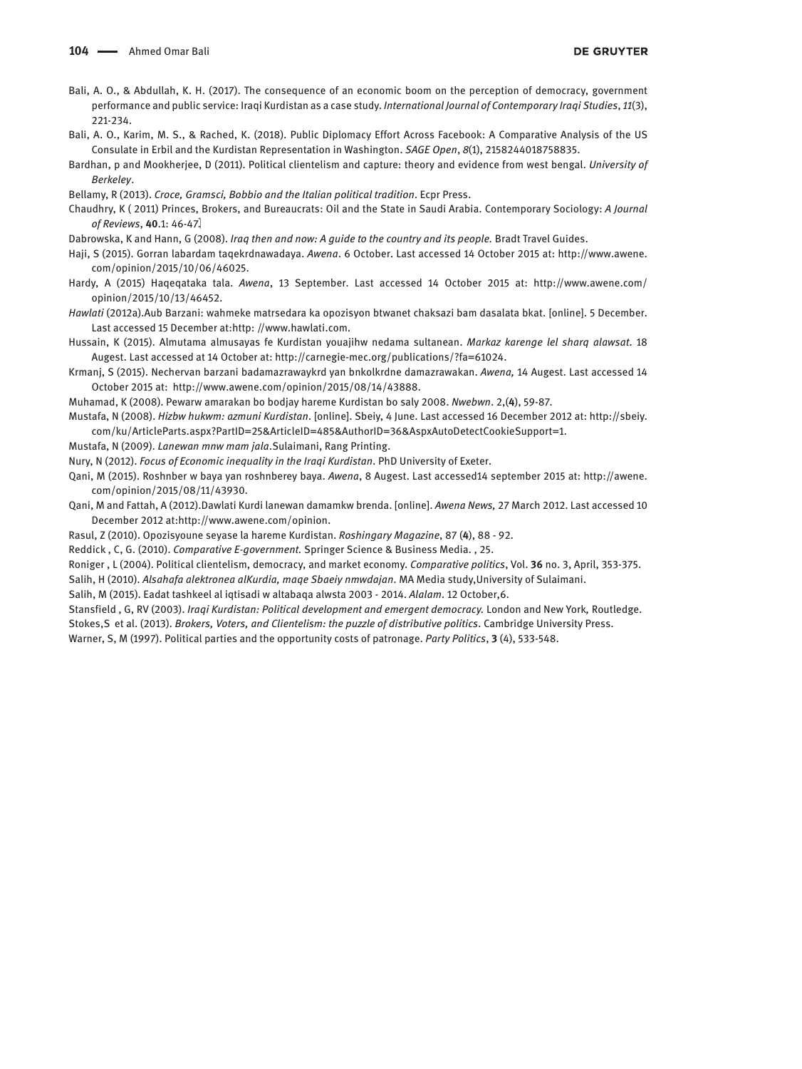Bali, A. O., & Abdullah, K. H. (2017). The consequence of an economic boom on the perception of democracy, government performance and public service: Iraqi Kurdistan as a case study. *International Journal of Contemporary Iraqi Studies*, *11*(3), 221-234.

Bali, A. O., Karim, M. S., & Rached, K. (2018). Public Diplomacy Effort Across Facebook: A Comparative Analysis of the US Consulate in Erbil and the Kurdistan Representation in Washington. *SAGE Open*, *8*(1), 2158244018758835.

Bardhan, p and Mookherjee, D (2011). Political clientelism and capture: theory and evidence from west bengal. *University of Berkeley*.

Bellamy, R (2013). *Croce, Gramsci, Bobbio and the Italian political tradition*. Ecpr Press.

Chaudhry, K ( 2011) Princes, Brokers, and Bureaucrats: Oil and the State in Saudi Arabia. Contemporary Sociology: *A Journal of Reviews*, **40**.1: 46-47.

Dabrowska, K and Hann, G (2008). *Iraq then and now: A guide to the country and its people.* Bradt Travel Guides.

Haji, S (2015). Gorran labardam taqekrdnawadaya. *Awena*. 6 October. Last accessed 14 October 2015 at: http://www.awene.com/opinion/2015/10/06/46025.

Hardy, A (2015) Haqeqataka tala. *Awena*, 13 September. Last accessed 14 October 2015 at: http://www.awene.com/opinion/2015/10/13/46452.

*Hawlati* (2012a).Aub Barzani: wahmeke matrsedara ka opozisyon btwanet chaksazi bam dasalata bkat. [online]. 5 December. Last accessed 15 December at:http: //www.hawlati.com.

Hussain, K (2015). Almutama almusayas fe Kurdistan youajihw nedama sultanean. *Markaz karenge lel sharq alawsat*. 18 Augest. Last accessed at 14 October at: http://carnegie-mec.org/publications/?fa=61024.

Krmanj, S (2015). Nechervan barzani badamazrawaykrd yan bnkolkrdne damazrawakan. *Awena,* 14 Augest. Last accessed 14 October 2015 at: http://www.awene.com/opinion/2015/08/14/43888.

Muhamad, K (2008). Pewarw amarakan bo bodjay hareme Kurdistan bo saly 2008. *Nwebwn*. 2,(**4**), 59-87.

Mustafa, N (2008). *Hizbw hukwm: azmuni Kurdistan*. [online]. Sbeiy, 4 June. Last accessed 16 December 2012 at: http://sbeiy.com/ku/ArticleParts.aspx?PartID=25&ArticleID=485&AuthorID=36&AspxAutoDetectCookieSupport=1.

Mustafa, N (2009). *Lanewan mnw mam jala*.Sulaimani, Rang Printing.

Nury, N (2012). *Focus of Economic inequality in the Iraqi Kurdistan*. PhD University of Exeter.

Qani, M (2015). Roshnber w baya yan roshnberey baya. *Awena*, 8 Augest. Last accessed14 september 2015 at: http://awene.com/opinion/2015/08/11/43930.

Qani, M and Fattah, A (2012).Dawlati Kurdi lanewan damamkw brenda. [online]. *Awena News,* 27 March 2012. Last accessed 10 December 2012 at:http://www.awene.com/opinion.

Rasul, Z (2010). Opozisyoune seyase la hareme Kurdistan. *Roshingary Magazine*, 87 (**4**), 88 - 92.

Reddick , C, G. (2010). *Comparative E-government.* Springer Science & Business Media. , 25.

Roniger , L (2004). Political clientelism, democracy, and market economy. *Comparative politics*, Vol. **36** no. 3, April, 353-375.

Salih, H (2010). *Alsahafa alektronea alKurdia, maqe Sbaeiy nmwdajan*. MA Media study,University of Sulaimani.

Salih, M (2015). Eadat tashkeel al iqtisadi w altabaqa alwsta 2003 - 2014. *Alalam*. 12 October,6.

Stansfield , G, RV (2003). *Iraqi Kurdistan: Political development and emergent democracy.* London and New York, Routledge.

Stokes,S et al. (2013). *Brokers, Voters, and Clientelism: the puzzle of distributive politics*. Cambridge University Press.

Warner, S, M (1997). Political parties and the opportunity costs of patronage. *Party Politics*, **3** (4), 533-548.